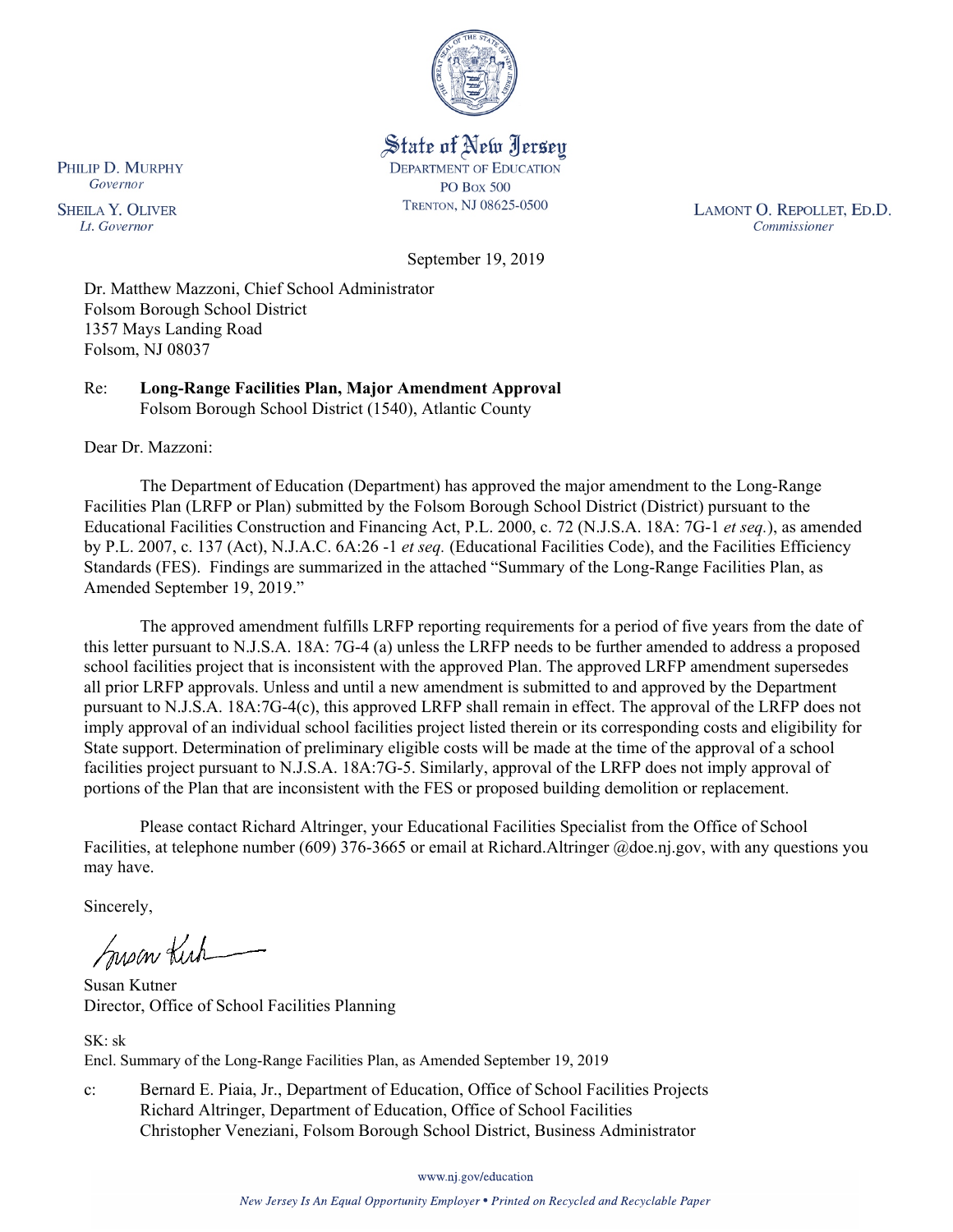State of New Jersey
DEPARTMENT OF EDUCATION
PO BOX 500
TRENTON, NJ 08625-0500

PHILIP D. MURPHY
*Governor*

SHEILA Y. OLIVER
*Lt. Governor*

LAMONT O. REPOLLET, ED.D.
*Commissioner*

September 19, 2019

Dr. Matthew Mazzoni, Chief School Administrator
Folsom Borough School District
1357 Mays Landing Road
Folsom, NJ 08037

Re: **Long-Range Facilities Plan, Major Amendment Approval**
Folsom Borough School District (1540), Atlantic County

Dear Dr. Mazzoni:

The Department of Education (Department) has approved the major amendment to the Long-Range Facilities Plan (LRFP or Plan) submitted by the Folsom Borough School District (District) pursuant to the Educational Facilities Construction and Financing Act, P.L. 2000, c. 72 (N.J.S.A. 18A: 7G-1 *et seq.*), as amended by P.L. 2007, c. 137 (Act), N.J.A.C. 6A:26 -1 *et seq.* (Educational Facilities Code), and the Facilities Efficiency Standards (FES). Findings are summarized in the attached "Summary of the Long-Range Facilities Plan, as Amended September 19, 2019."

The approved amendment fulfills LRFP reporting requirements for a period of five years from the date of this letter pursuant to N.J.S.A. 18A: 7G-4 (a) unless the LRFP needs to be further amended to address a proposed school facilities project that is inconsistent with the approved Plan. The approved LRFP amendment supersedes all prior LRFP approvals. Unless and until a new amendment is submitted to and approved by the Department pursuant to N.J.S.A. 18A:7G-4(c), this approved LRFP shall remain in effect. The approval of the LRFP does not imply approval of an individual school facilities project listed therein or its corresponding costs and eligibility for State support. Determination of preliminary eligible costs will be made at the time of the approval of a school facilities project pursuant to N.J.S.A. 18A:7G-5. Similarly, approval of the LRFP does not imply approval of portions of the Plan that are inconsistent with the FES or proposed building demolition or replacement.

Please contact Richard Altringer, your Educational Facilities Specialist from the Office of School Facilities, at telephone number (609) 376-3665 or email at Richard.Altringer @doe.nj.gov, with any questions you may have.

Sincerely,

Susan Kutner
Director, Office of School Facilities Planning

SK: sk
Encl. Summary of the Long-Range Facilities Plan, as Amended September 19, 2019

c: Bernard E. Piaia, Jr., Department of Education, Office of School Facilities Projects
Richard Altringer, Department of Education, Office of School Facilities
Christopher Veneziani, Folsom Borough School District, Business Administrator

www.nj.gov/education

*New Jersey Is An Equal Opportunity Employer • Printed on Recycled and Recyclable Paper*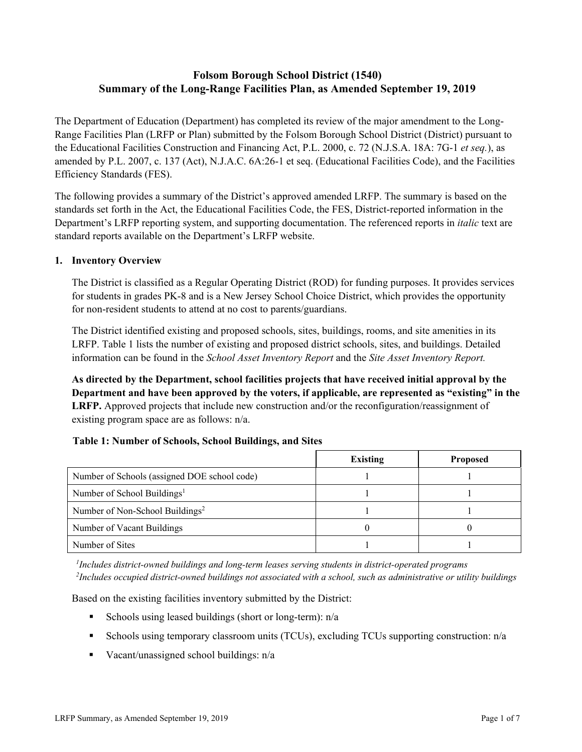## Folsom Borough School District (1540)
## Summary of the Long-Range Facilities Plan, as Amended September 19, 2019

The Department of Education (Department) has completed its review of the major amendment to the Long-Range Facilities Plan (LRFP or Plan) submitted by the Folsom Borough School District (District) pursuant to the Educational Facilities Construction and Financing Act, P.L. 2000, c. 72 (N.J.S.A. 18A: 7G-1 *et seq.*), as amended by P.L. 2007, c. 137 (Act), N.J.A.C. 6A:26-1 et seq. (Educational Facilities Code), and the Facilities Efficiency Standards (FES).

The following provides a summary of the District's approved amended LRFP. The summary is based on the standards set forth in the Act, the Educational Facilities Code, the FES, District-reported information in the Department's LRFP reporting system, and supporting documentation. The referenced reports in *italic* text are standard reports available on the Department's LRFP website.

### 1. Inventory Overview

The District is classified as a Regular Operating District (ROD) for funding purposes. It provides services for students in grades PK-8 and is a New Jersey School Choice District, which provides the opportunity for non-resident students to attend at no cost to parents/guardians.

The District identified existing and proposed schools, sites, buildings, rooms, and site amenities in its LRFP. Table 1 lists the number of existing and proposed district schools, sites, and buildings. Detailed information can be found in the *School Asset Inventory Report* and the *Site Asset Inventory Report.*

**As directed by the Department, school facilities projects that have received initial approval by the Department and have been approved by the voters, if applicable, are represented as "existing" in the LRFP.** Approved projects that include new construction and/or the reconfiguration/reassignment of existing program space are as follows: n/a.

**Table 1: Number of Schools, School Buildings, and Sites**

| | Existing | Proposed |
|---|---|---|
| Number of Schools (assigned DOE school code) | 1 | 1 |
| Number of School Buildings[1] | 1 | 1 |
| Number of Non-School Buildings[2] | 1 | 1 |
| Number of Vacant Buildings | 0 | 0 |
| Number of Sites | 1 | 1 |

[1]*Includes district-owned buildings and long-term leases serving students in district-operated programs*
[2]*Includes occupied district-owned buildings not associated with a school, such as administrative or utility buildings*

Based on the existing facilities inventory submitted by the District:

- Schools using leased buildings (short or long-term): n/a
- Schools using temporary classroom units (TCUs), excluding TCUs supporting construction: n/a
- Vacant/unassigned school buildings: n/a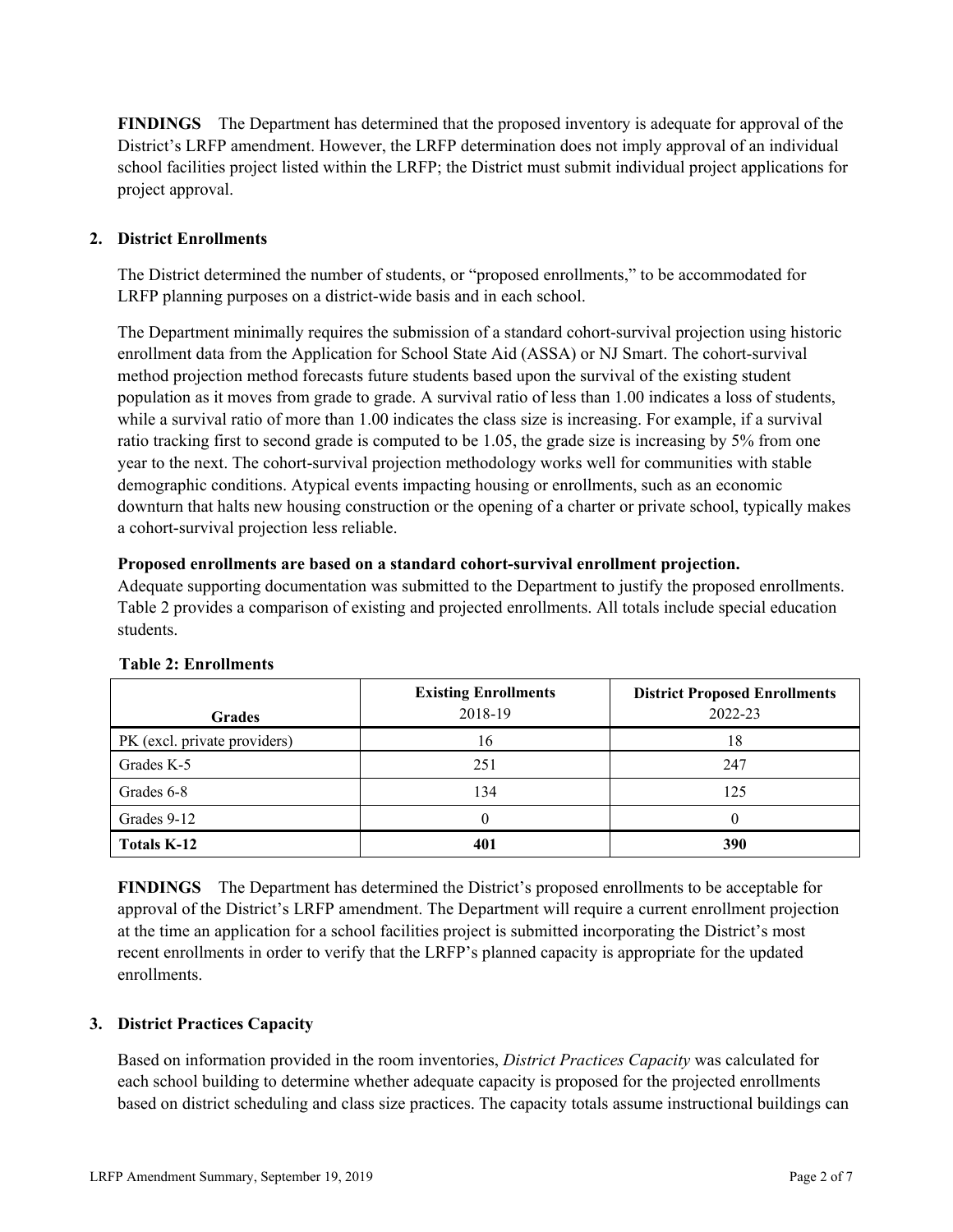**FINDINGS** The Department has determined that the proposed inventory is adequate for approval of the District's LRFP amendment. However, the LRFP determination does not imply approval of an individual school facilities project listed within the LRFP; the District must submit individual project applications for project approval.

## 2. District Enrollments

The District determined the number of students, or "proposed enrollments," to be accommodated for LRFP planning purposes on a district-wide basis and in each school.

The Department minimally requires the submission of a standard cohort-survival projection using historic enrollment data from the Application for School State Aid (ASSA) or NJ Smart. The cohort-survival method projection method forecasts future students based upon the survival of the existing student population as it moves from grade to grade. A survival ratio of less than 1.00 indicates a loss of students, while a survival ratio of more than 1.00 indicates the class size is increasing. For example, if a survival ratio tracking first to second grade is computed to be 1.05, the grade size is increasing by 5% from one year to the next. The cohort-survival projection methodology works well for communities with stable demographic conditions. Atypical events impacting housing or enrollments, such as an economic downturn that halts new housing construction or the opening of a charter or private school, typically makes a cohort-survival projection less reliable.

**Proposed enrollments are based on a standard cohort-survival enrollment projection.**
Adequate supporting documentation was submitted to the Department to justify the proposed enrollments. Table 2 provides a comparison of existing and projected enrollments. All totals include special education students.

**Table 2: Enrollments**

| Grades | Existing Enrollments 2018-19 | District Proposed Enrollments 2022-23 |
|---|---|---|
| PK (excl. private providers) | 16 | 18 |
| Grades K-5 | 251 | 247 |
| Grades 6-8 | 134 | 125 |
| Grades 9-12 | 0 | 0 |
| **Totals K-12** | **401** | **390** |

**FINDINGS** The Department has determined the District's proposed enrollments to be acceptable for approval of the District's LRFP amendment. The Department will require a current enrollment projection at the time an application for a school facilities project is submitted incorporating the District's most recent enrollments in order to verify that the LRFP's planned capacity is appropriate for the updated enrollments.

## 3. District Practices Capacity

Based on information provided in the room inventories, *District Practices Capacity* was calculated for each school building to determine whether adequate capacity is proposed for the projected enrollments based on district scheduling and class size practices. The capacity totals assume instructional buildings can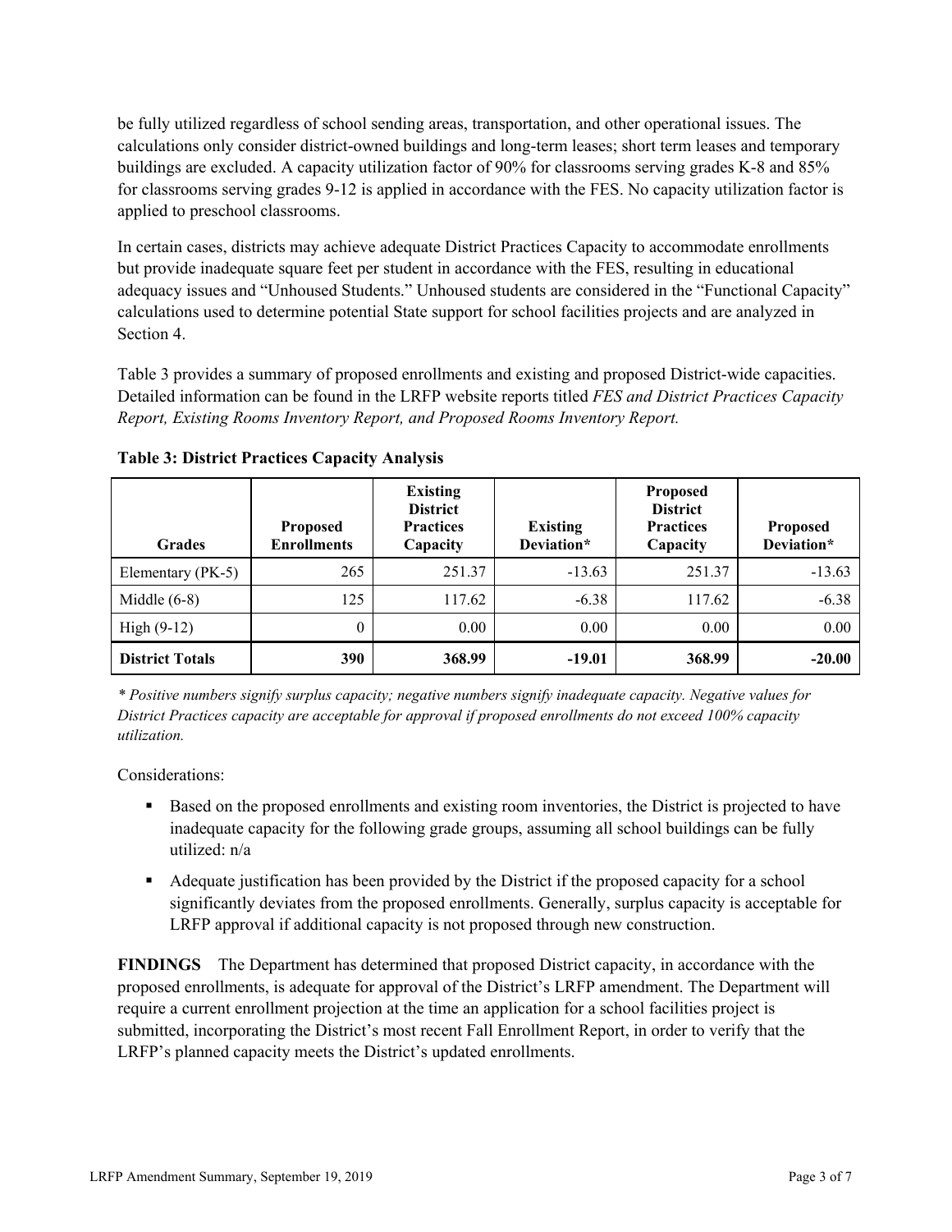be fully utilized regardless of school sending areas, transportation, and other operational issues. The calculations only consider district-owned buildings and long-term leases; short term leases and temporary buildings are excluded. A capacity utilization factor of 90% for classrooms serving grades K-8 and 85% for classrooms serving grades 9-12 is applied in accordance with the FES. No capacity utilization factor is applied to preschool classrooms.

In certain cases, districts may achieve adequate District Practices Capacity to accommodate enrollments but provide inadequate square feet per student in accordance with the FES, resulting in educational adequacy issues and "Unhoused Students." Unhoused students are considered in the "Functional Capacity" calculations used to determine potential State support for school facilities projects and are analyzed in Section 4.

Table 3 provides a summary of proposed enrollments and existing and proposed District-wide capacities. Detailed information can be found in the LRFP website reports titled *FES and District Practices Capacity Report, Existing Rooms Inventory Report, and Proposed Rooms Inventory Report.*

**Table 3: District Practices Capacity Analysis**

| Grades | Proposed Enrollments | Existing District Practices Capacity | Existing Deviation* | Proposed District Practices Capacity | Proposed Deviation* |
|---|---|---|---|---|---|
| Elementary (PK-5) | 265 | 251.37 | -13.63 | 251.37 | -13.63 |
| Middle (6-8) | 125 | 117.62 | -6.38 | 117.62 | -6.38 |
| High (9-12) | 0 | 0.00 | 0.00 | 0.00 | 0.00 |
| **District Totals** | **390** | **368.99** | **-19.01** | **368.99** | **-20.00** |

*\* Positive numbers signify surplus capacity; negative numbers signify inadequate capacity. Negative values for District Practices capacity are acceptable for approval if proposed enrollments do not exceed 100% capacity utilization.*

Considerations:

- Based on the proposed enrollments and existing room inventories, the District is projected to have inadequate capacity for the following grade groups, assuming all school buildings can be fully utilized: n/a
- Adequate justification has been provided by the District if the proposed capacity for a school significantly deviates from the proposed enrollments. Generally, surplus capacity is acceptable for LRFP approval if additional capacity is not proposed through new construction.

**FINDINGS** The Department has determined that proposed District capacity, in accordance with the proposed enrollments, is adequate for approval of the District's LRFP amendment. The Department will require a current enrollment projection at the time an application for a school facilities project is submitted, incorporating the District's most recent Fall Enrollment Report, in order to verify that the LRFP's planned capacity meets the District's updated enrollments.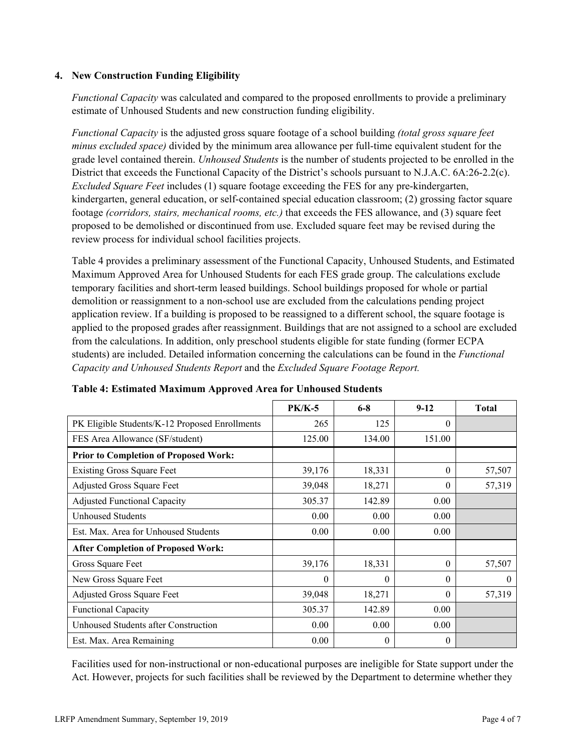### 4. New Construction Funding Eligibility

*Functional Capacity* was calculated and compared to the proposed enrollments to provide a preliminary estimate of Unhoused Students and new construction funding eligibility.

*Functional Capacity* is the adjusted gross square footage of a school building *(total gross square feet minus excluded space)* divided by the minimum area allowance per full-time equivalent student for the grade level contained therein. *Unhoused Students* is the number of students projected to be enrolled in the District that exceeds the Functional Capacity of the District's schools pursuant to N.J.A.C. 6A:26-2.2(c). *Excluded Square Feet* includes (1) square footage exceeding the FES for any pre-kindergarten, kindergarten, general education, or self-contained special education classroom; (2) grossing factor square footage *(corridors, stairs, mechanical rooms, etc.)* that exceeds the FES allowance, and (3) square feet proposed to be demolished or discontinued from use. Excluded square feet may be revised during the review process for individual school facilities projects.

Table 4 provides a preliminary assessment of the Functional Capacity, Unhoused Students, and Estimated Maximum Approved Area for Unhoused Students for each FES grade group. The calculations exclude temporary facilities and short-term leased buildings. School buildings proposed for whole or partial demolition or reassignment to a non-school use are excluded from the calculations pending project application review. If a building is proposed to be reassigned to a different school, the square footage is applied to the proposed grades after reassignment. Buildings that are not assigned to a school are excluded from the calculations. In addition, only preschool students eligible for state funding (former ECPA students) are included. Detailed information concerning the calculations can be found in the *Functional Capacity and Unhoused Students Report* and the *Excluded Square Footage Report.*

**Table 4: Estimated Maximum Approved Area for Unhoused Students**

| | PK/K-5 | 6-8 | 9-12 | Total |
|---|---|---|---|---|
| PK Eligible Students/K-12 Proposed Enrollments | 265 | 125 | 0 | |
| FES Area Allowance (SF/student) | 125.00 | 134.00 | 151.00 | |
| **Prior to Completion of Proposed Work:** | | | | |
| Existing Gross Square Feet | 39,176 | 18,331 | 0 | 57,507 |
| Adjusted Gross Square Feet | 39,048 | 18,271 | 0 | 57,319 |
| Adjusted Functional Capacity | 305.37 | 142.89 | 0.00 | |
| Unhoused Students | 0.00 | 0.00 | 0.00 | |
| Est. Max. Area for Unhoused Students | 0.00 | 0.00 | 0.00 | |
| **After Completion of Proposed Work:** | | | | |
| Gross Square Feet | 39,176 | 18,331 | 0 | 57,507 |
| New Gross Square Feet | 0 | 0 | 0 | 0 |
| Adjusted Gross Square Feet | 39,048 | 18,271 | 0 | 57,319 |
| Functional Capacity | 305.37 | 142.89 | 0.00 | |
| Unhoused Students after Construction | 0.00 | 0.00 | 0.00 | |
| Est. Max. Area Remaining | 0.00 | 0 | 0 | |

Facilities used for non-instructional or non-educational purposes are ineligible for State support under the Act. However, projects for such facilities shall be reviewed by the Department to determine whether they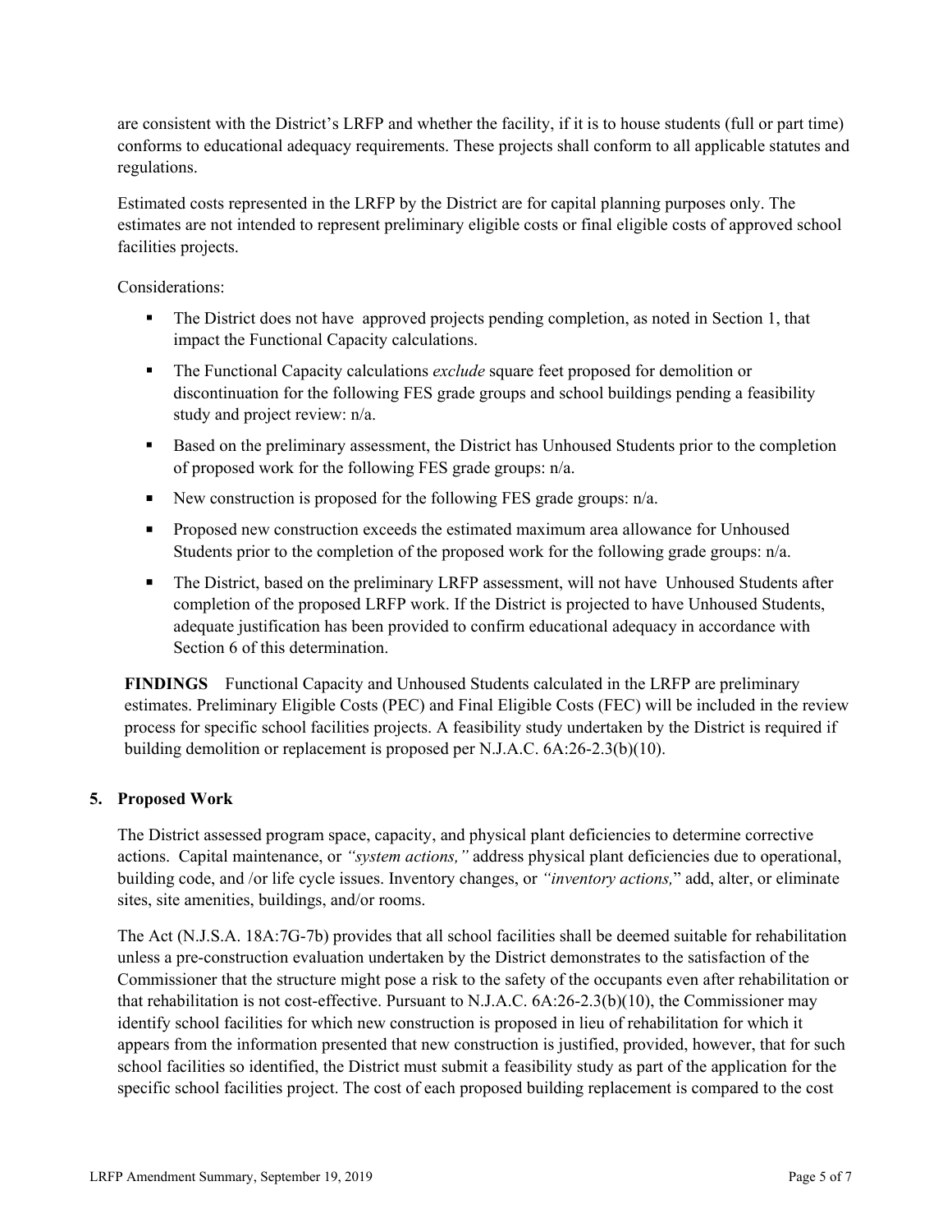are consistent with the District's LRFP and whether the facility, if it is to house students (full or part time) conforms to educational adequacy requirements. These projects shall conform to all applicable statutes and regulations.

Estimated costs represented in the LRFP by the District are for capital planning purposes only. The estimates are not intended to represent preliminary eligible costs or final eligible costs of approved school facilities projects.

Considerations:

- The District does not have approved projects pending completion, as noted in Section 1, that impact the Functional Capacity calculations.
- The Functional Capacity calculations *exclude* square feet proposed for demolition or discontinuation for the following FES grade groups and school buildings pending a feasibility study and project review: n/a.
- Based on the preliminary assessment, the District has Unhoused Students prior to the completion of proposed work for the following FES grade groups: n/a.
- New construction is proposed for the following FES grade groups: n/a.
- Proposed new construction exceeds the estimated maximum area allowance for Unhoused Students prior to the completion of the proposed work for the following grade groups: n/a.
- The District, based on the preliminary LRFP assessment, will not have Unhoused Students after completion of the proposed LRFP work. If the District is projected to have Unhoused Students, adequate justification has been provided to confirm educational adequacy in accordance with Section 6 of this determination.

**FINDINGS** Functional Capacity and Unhoused Students calculated in the LRFP are preliminary estimates. Preliminary Eligible Costs (PEC) and Final Eligible Costs (FEC) will be included in the review process for specific school facilities projects. A feasibility study undertaken by the District is required if building demolition or replacement is proposed per N.J.A.C. 6A:26-2.3(b)(10).

## 5. Proposed Work

The District assessed program space, capacity, and physical plant deficiencies to determine corrective actions. Capital maintenance, or *"system actions,"* address physical plant deficiencies due to operational, building code, and /or life cycle issues. Inventory changes, or *"inventory actions,"* add, alter, or eliminate sites, site amenities, buildings, and/or rooms.

The Act (N.J.S.A. 18A:7G-7b) provides that all school facilities shall be deemed suitable for rehabilitation unless a pre-construction evaluation undertaken by the District demonstrates to the satisfaction of the Commissioner that the structure might pose a risk to the safety of the occupants even after rehabilitation or that rehabilitation is not cost-effective. Pursuant to N.J.A.C. 6A:26-2.3(b)(10), the Commissioner may identify school facilities for which new construction is proposed in lieu of rehabilitation for which it appears from the information presented that new construction is justified, provided, however, that for such school facilities so identified, the District must submit a feasibility study as part of the application for the specific school facilities project. The cost of each proposed building replacement is compared to the cost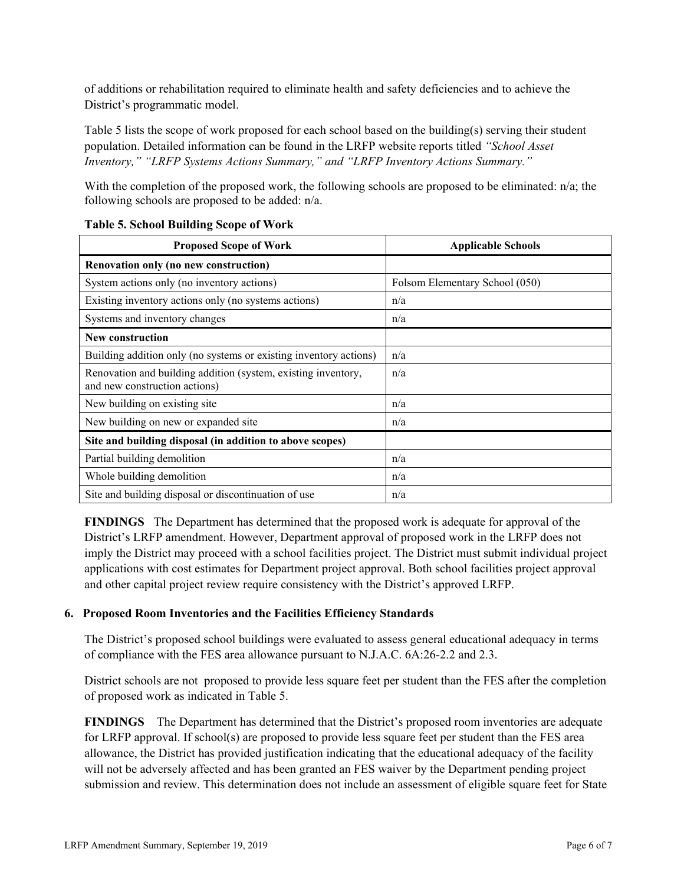of additions or rehabilitation required to eliminate health and safety deficiencies and to achieve the District's programmatic model.

Table 5 lists the scope of work proposed for each school based on the building(s) serving their student population. Detailed information can be found in the LRFP website reports titled *"School Asset Inventory," "LRFP Systems Actions Summary," and "LRFP Inventory Actions Summary."*

With the completion of the proposed work, the following schools are proposed to be eliminated: n/a; the following schools are proposed to be added: n/a.

**Table 5. School Building Scope of Work**

| Proposed Scope of Work | Applicable Schools |
|---|---|
| **Renovation only (no new construction)** | |
| System actions only (no inventory actions) | Folsom Elementary School (050) |
| Existing inventory actions only (no systems actions) | n/a |
| Systems and inventory changes | n/a |
| **New construction** | |
| Building addition only (no systems or existing inventory actions) | n/a |
| Renovation and building addition (system, existing inventory, and new construction actions) | n/a |
| New building on existing site | n/a |
| New building on new or expanded site | n/a |
| **Site and building disposal (in addition to above scopes)** | |
| Partial building demolition | n/a |
| Whole building demolition | n/a |
| Site and building disposal or discontinuation of use | n/a |

**FINDINGS** The Department has determined that the proposed work is adequate for approval of the District's LRFP amendment. However, Department approval of proposed work in the LRFP does not imply the District may proceed with a school facilities project. The District must submit individual project applications with cost estimates for Department project approval. Both school facilities project approval and other capital project review require consistency with the District's approved LRFP.

### 6. Proposed Room Inventories and the Facilities Efficiency Standards

The District's proposed school buildings were evaluated to assess general educational adequacy in terms of compliance with the FES area allowance pursuant to N.J.A.C. 6A:26-2.2 and 2.3.

District schools are not proposed to provide less square feet per student than the FES after the completion of proposed work as indicated in Table 5.

**FINDINGS** The Department has determined that the District's proposed room inventories are adequate for LRFP approval. If school(s) are proposed to provide less square feet per student than the FES area allowance, the District has provided justification indicating that the educational adequacy of the facility will not be adversely affected and has been granted an FES waiver by the Department pending project submission and review. This determination does not include an assessment of eligible square feet for State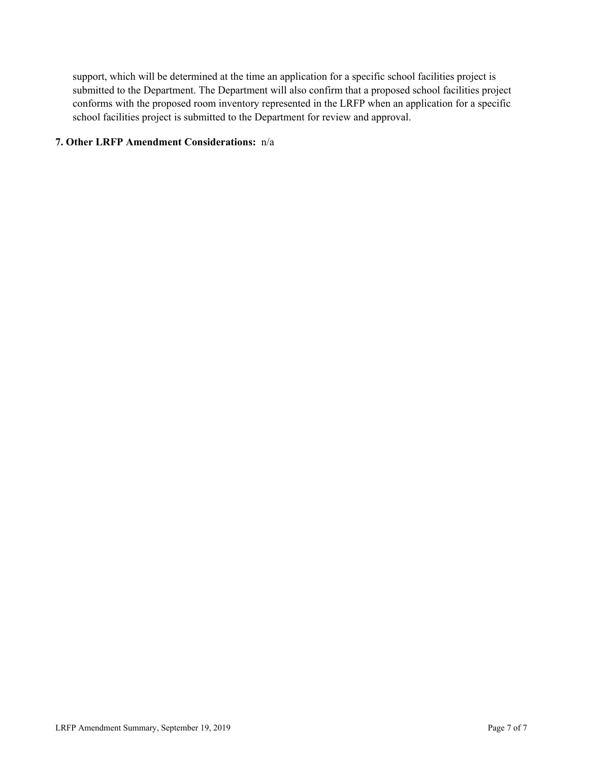support, which will be determined at the time an application for a specific school facilities project is submitted to the Department. The Department will also confirm that a proposed school facilities project conforms with the proposed room inventory represented in the LRFP when an application for a specific school facilities project is submitted to the Department for review and approval.

**7. Other LRFP Amendment Considerations:** n/a